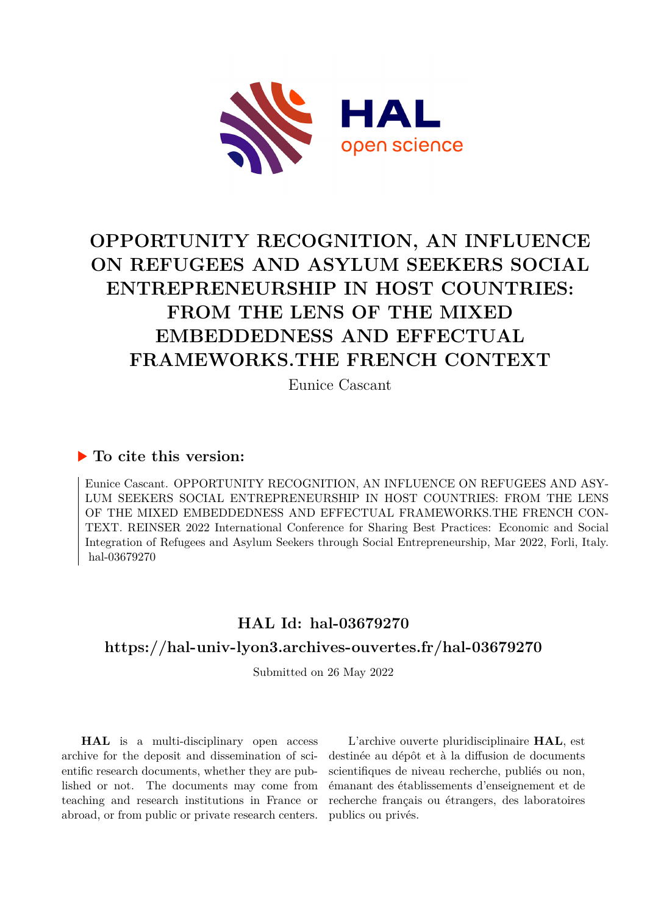# OPPORTUNITY RECOGNITION, AN INFLUENCE ON REFUGEES AND ASYLUM SEEKERS SOCIAL ENTREPRENEURSHIP IN HOST COUNTRIES: FROM THE LENS OF THE MIXED EMBEDDEDNESS AND EFFECTUAL FRAMEWORKS.THE FRENCH CONTEXT

Eunice Cascant

## To cite this version:

Eunice Cascant. OPPORTUNITY RECOGNITION, AN INFLUENCE ON REFUGEES AND ASYLUM SEEKERS SOCIAL ENTREPRENEURSHIP IN HOST COUNTRIES: FROM THE LENS OF THE MIXED EMBEDDEDNESS AND EFFECTUAL FRAMEWORKS.THE FRENCH CONTEXT. REINSER 2022 International Conference for Sharing Best Practices: Economic and Social Integration of Refugees and Asylum Seekers through Social Entrepreneurship, Mar 2022, Forli, Italy. hal-03679270

## HAL Id: hal-03679270

## https://hal-univ-lyon3.archives-ouvertes.fr/hal-03679270

Submitted on 26 May 2022

**HAL** is a multi-disciplinary open access archive for the deposit and dissemination of scientific research documents, whether they are published or not. The documents may come from teaching and research institutions in France or abroad, or from public or private research centers.

L'archive ouverte pluridisciplinaire **HAL**, est destinée au dépôt et à la diffusion de documents scientifiques de niveau recherche, publiés ou non, émanant des établissements d'enseignement et de recherche français ou étrangers, des laboratoires publics ou privés.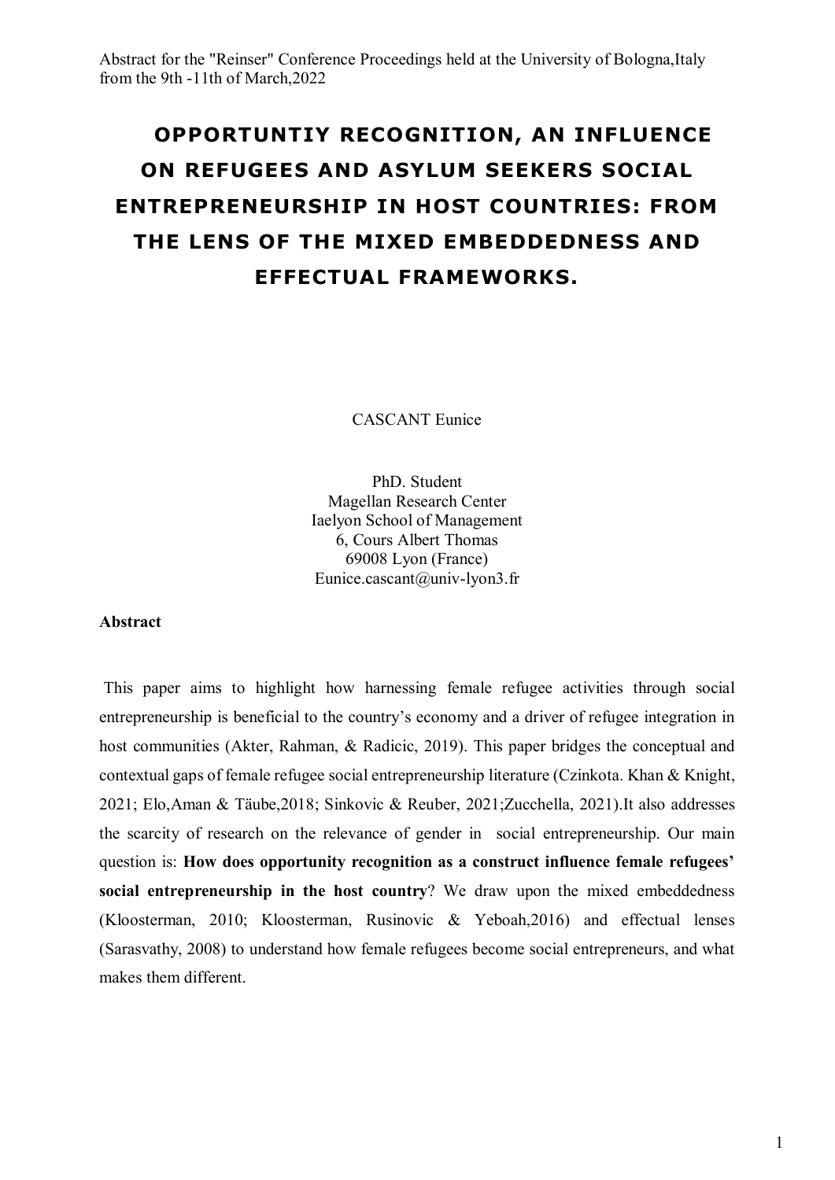Abstract for the "Reinser" Conference Proceedings held at the University of Bologna,Italy from the 9th -11th of March,2022

# OPPORTUNTIY RECOGNITION, AN INFLUENCE ON REFUGEES AND ASYLUM SEEKERS SOCIAL ENTREPRENEURSHIP IN HOST COUNTRIES: FROM THE LENS OF THE MIXED EMBEDDEDNESS AND EFFECTUAL FRAMEWORKS.

CASCANT Eunice

PhD. Student
Magellan Research Center
Iaelyon School of Management
6, Cours Albert Thomas
69008 Lyon (France)
Eunice.cascant@univ-lyon3.fr

**Abstract**

This paper aims to highlight how harnessing female refugee activities through social entrepreneurship is beneficial to the country's economy and a driver of refugee integration in host communities (Akter, Rahman, & Radicic, 2019). This paper bridges the conceptual and contextual gaps of female refugee social entrepreneurship literature (Czinkota. Khan & Knight, 2021; Elo,Aman & Täube,2018; Sinkovic & Reuber, 2021;Zucchella, 2021).It also addresses the scarcity of research on the relevance of gender in social entrepreneurship. Our main question is: **How does opportunity recognition as a construct influence female refugees' social entrepreneurship in the host country**? We draw upon the mixed embeddedness (Kloosterman, 2010; Kloosterman, Rusinovic & Yeboah,2016) and effectual lenses (Sarasvathy, 2008) to understand how female refugees become social entrepreneurs, and what makes them different.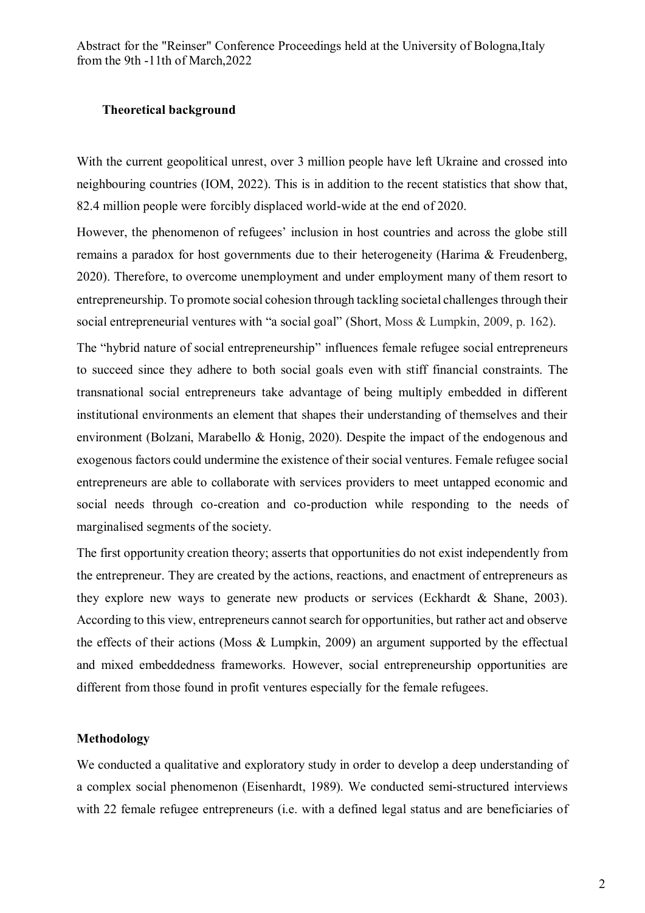### Theoretical background

With the current geopolitical unrest, over 3 million people have left Ukraine and crossed into neighbouring countries (IOM, 2022). This is in addition to the recent statistics that show that, 82.4 million people were forcibly displaced world-wide at the end of 2020.

However, the phenomenon of refugees' inclusion in host countries and across the globe still remains a paradox for host governments due to their heterogeneity (Harima & Freudenberg, 2020). Therefore, to overcome unemployment and under employment many of them resort to entrepreneurship. To promote social cohesion through tackling societal challenges through their social entrepreneurial ventures with "a social goal" (Short, Moss & Lumpkin, 2009, p. 162).

The "hybrid nature of social entrepreneurship" influences female refugee social entrepreneurs to succeed since they adhere to both social goals even with stiff financial constraints. The transnational social entrepreneurs take advantage of being multiply embedded in different institutional environments an element that shapes their understanding of themselves and their environment (Bolzani, Marabello & Honig, 2020). Despite the impact of the endogenous and exogenous factors could undermine the existence of their social ventures. Female refugee social entrepreneurs are able to collaborate with services providers to meet untapped economic and social needs through co-creation and co-production while responding to the needs of marginalised segments of the society.

The first opportunity creation theory; asserts that opportunities do not exist independently from the entrepreneur. They are created by the actions, reactions, and enactment of entrepreneurs as they explore new ways to generate new products or services (Eckhardt & Shane, 2003). According to this view, entrepreneurs cannot search for opportunities, but rather act and observe the effects of their actions (Moss & Lumpkin, 2009) an argument supported by the effectual and mixed embeddedness frameworks. However, social entrepreneurship opportunities are different from those found in profit ventures especially for the female refugees.

### Methodology

We conducted a qualitative and exploratory study in order to develop a deep understanding of a complex social phenomenon (Eisenhardt, 1989). We conducted semi-structured interviews with 22 female refugee entrepreneurs (i.e. with a defined legal status and are beneficiaries of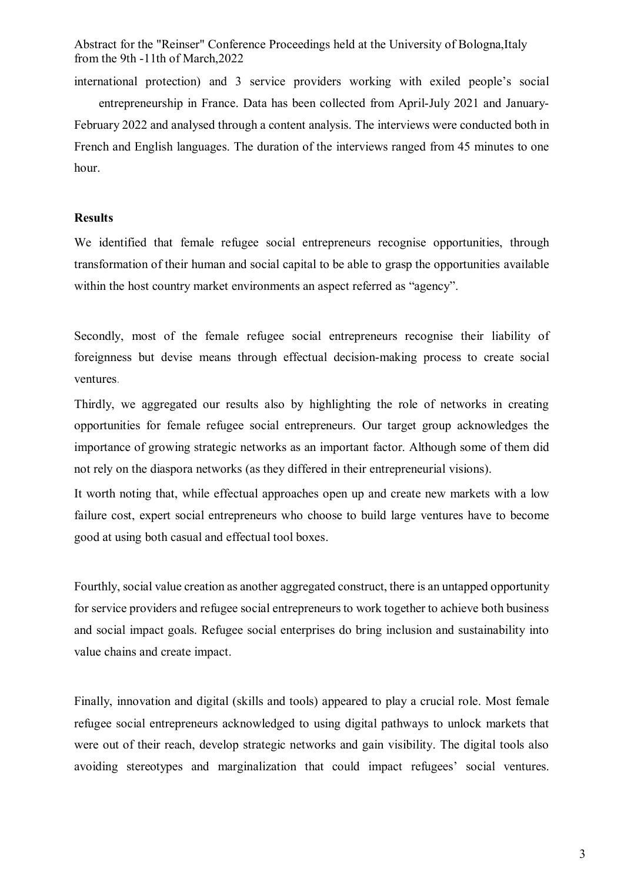international protection) and 3 service providers working with exiled people's social entrepreneurship in France. Data has been collected from April-July 2021 and January-February 2022 and analysed through a content analysis. The interviews were conducted both in French and English languages. The duration of the interviews ranged from 45 minutes to one hour.

**Results**

We identified that female refugee social entrepreneurs recognise opportunities, through transformation of their human and social capital to be able to grasp the opportunities available within the host country market environments an aspect referred as "agency".

Secondly, most of the female refugee social entrepreneurs recognise their liability of foreignness but devise means through effectual decision-making process to create social ventures.

Thirdly, we aggregated our results also by highlighting the role of networks in creating opportunities for female refugee social entrepreneurs. Our target group acknowledges the importance of growing strategic networks as an important factor. Although some of them did not rely on the diaspora networks (as they differed in their entrepreneurial visions).

It worth noting that, while effectual approaches open up and create new markets with a low failure cost, expert social entrepreneurs who choose to build large ventures have to become good at using both casual and effectual tool boxes.

Fourthly, social value creation as another aggregated construct, there is an untapped opportunity for service providers and refugee social entrepreneurs to work together to achieve both business and social impact goals. Refugee social enterprises do bring inclusion and sustainability into value chains and create impact.

Finally, innovation and digital (skills and tools) appeared to play a crucial role. Most female refugee social entrepreneurs acknowledged to using digital pathways to unlock markets that were out of their reach, develop strategic networks and gain visibility. The digital tools also avoiding stereotypes and marginalization that could impact refugees' social ventures.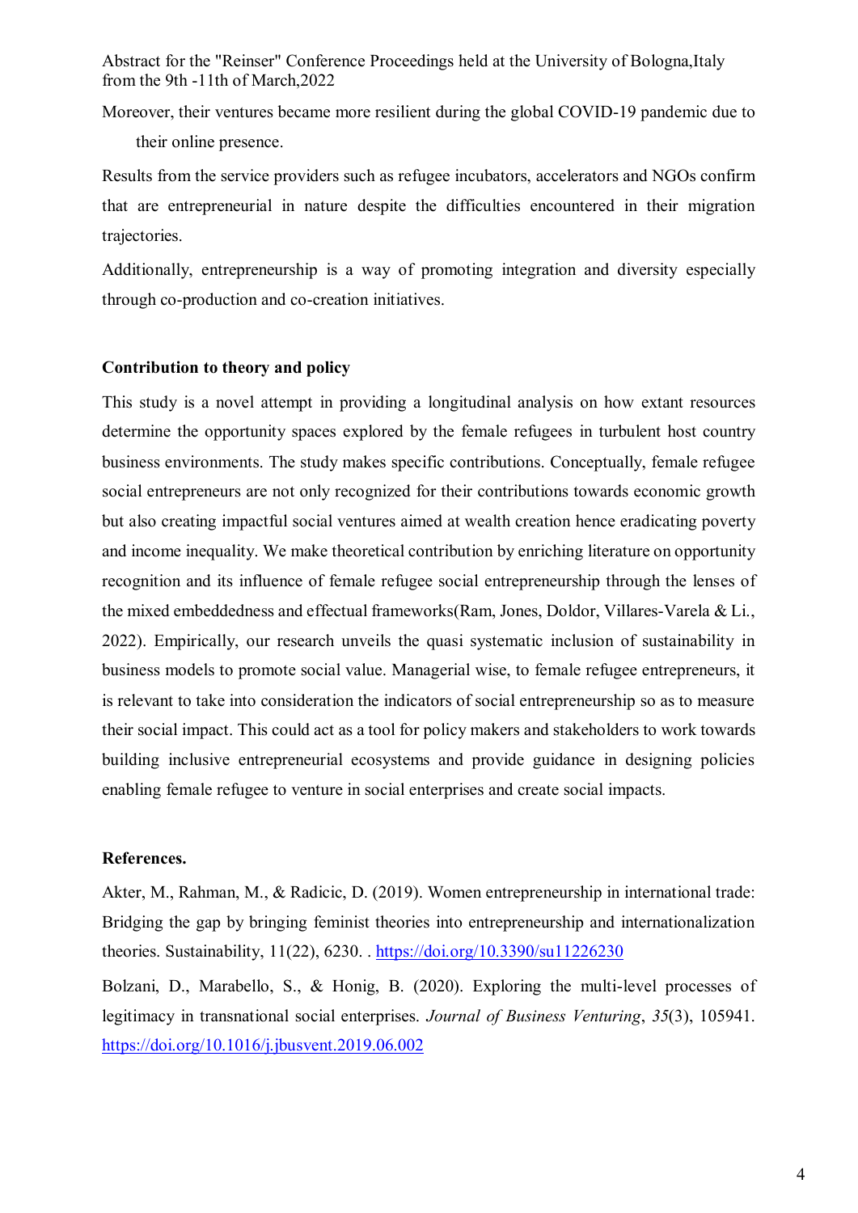Moreover, their ventures became more resilient during the global COVID-19 pandemic due to their online presence.

Results from the service providers such as refugee incubators, accelerators and NGOs confirm that are entrepreneurial in nature despite the difficulties encountered in their migration trajectories.

Additionally, entrepreneurship is a way of promoting integration and diversity especially through co-production and co-creation initiatives.

**Contribution to theory and policy**

This study is a novel attempt in providing a longitudinal analysis on how extant resources determine the opportunity spaces explored by the female refugees in turbulent host country business environments. The study makes specific contributions. Conceptually, female refugee social entrepreneurs are not only recognized for their contributions towards economic growth but also creating impactful social ventures aimed at wealth creation hence eradicating poverty and income inequality. We make theoretical contribution by enriching literature on opportunity recognition and its influence of female refugee social entrepreneurship through the lenses of the mixed embeddedness and effectual frameworks(Ram, Jones, Doldor, Villares-Varela & Li., 2022). Empirically, our research unveils the quasi systematic inclusion of sustainability in business models to promote social value. Managerial wise, to female refugee entrepreneurs, it is relevant to take into consideration the indicators of social entrepreneurship so as to measure their social impact. This could act as a tool for policy makers and stakeholders to work towards building inclusive entrepreneurial ecosystems and provide guidance in designing policies enabling female refugee to venture in social enterprises and create social impacts.

**References.**

Akter, M., Rahman, M., & Radicic, D. (2019). Women entrepreneurship in international trade: Bridging the gap by bringing feminist theories into entrepreneurship and internationalization theories. Sustainability, 11(22), 6230. . https://doi.org/10.3390/su11226230

Bolzani, D., Marabello, S., & Honig, B. (2020). Exploring the multi-level processes of legitimacy in transnational social enterprises. *Journal of Business Venturing*, *35*(3), 105941. https://doi.org/10.1016/j.jbusvent.2019.06.002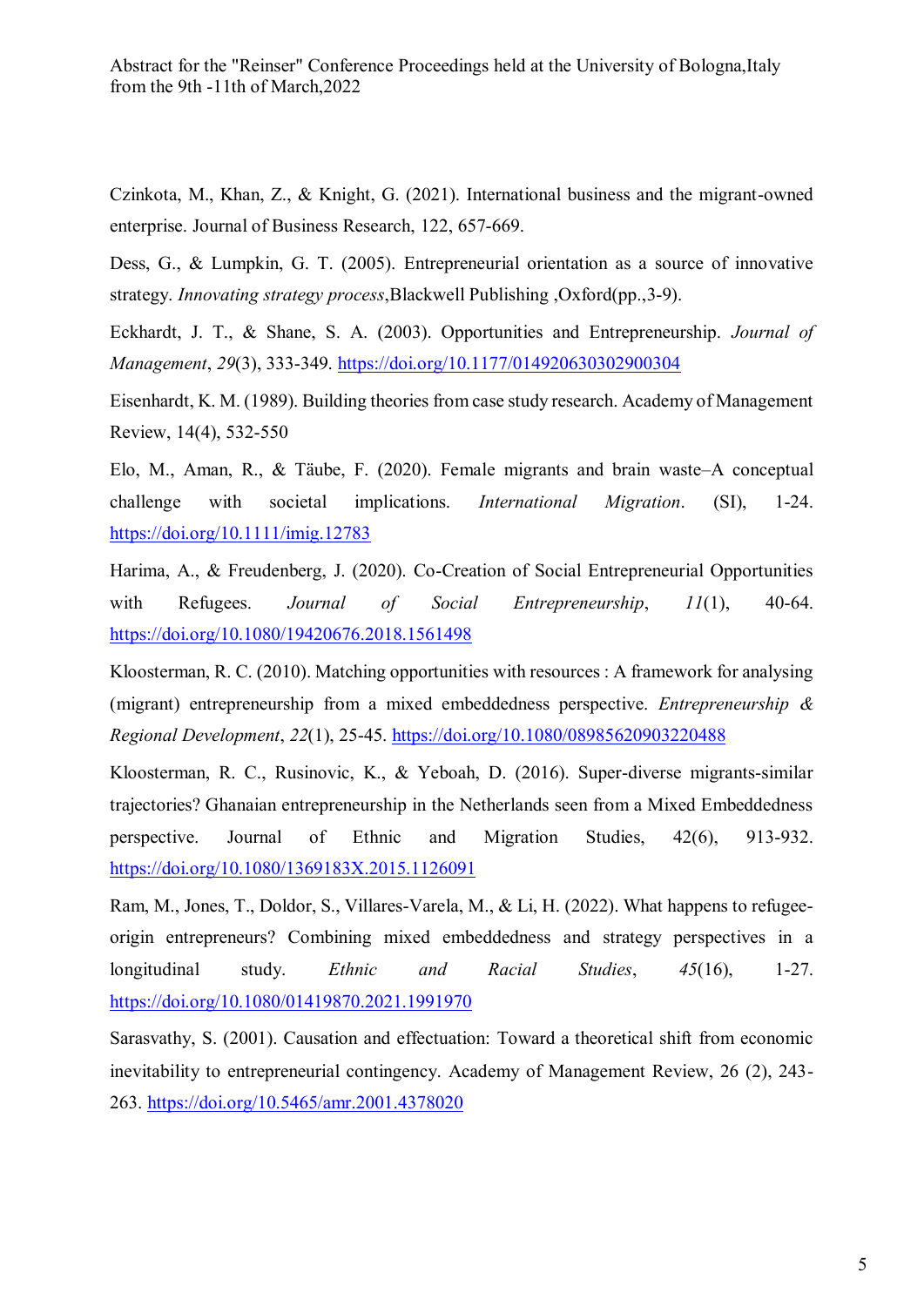Czinkota, M., Khan, Z., & Knight, G. (2021). International business and the migrant-owned enterprise. Journal of Business Research, 122, 657-669.

Dess, G., & Lumpkin, G. T. (2005). Entrepreneurial orientation as a source of innovative strategy. *Innovating strategy process*,Blackwell Publishing ,Oxford(pp.,3-9).

Eckhardt, J. T., & Shane, S. A. (2003). Opportunities and Entrepreneurship. *Journal of Management*, *29*(3), 333-349. https://doi.org/10.1177/014920630302900304

Eisenhardt, K. M. (1989). Building theories from case study research. Academy of Management Review, 14(4), 532-550

Elo, M., Aman, R., & Täube, F. (2020). Female migrants and brain waste–A conceptual challenge with societal implications. *International Migration*. (SI), 1-24. https://doi.org/10.1111/imig.12783

Harima, A., & Freudenberg, J. (2020). Co-Creation of Social Entrepreneurial Opportunities with Refugees. *Journal of Social Entrepreneurship*, *11*(1), 40-64. https://doi.org/10.1080/19420676.2018.1561498

Kloosterman, R. C. (2010). Matching opportunities with resources : A framework for analysing (migrant) entrepreneurship from a mixed embeddedness perspective. *Entrepreneurship & Regional Development*, *22*(1), 25-45. https://doi.org/10.1080/08985620903220488

Kloosterman, R. C., Rusinovic, K., & Yeboah, D. (2016). Super-diverse migrants-similar trajectories? Ghanaian entrepreneurship in the Netherlands seen from a Mixed Embeddedness perspective. Journal of Ethnic and Migration Studies, 42(6), 913-932. https://doi.org/10.1080/1369183X.2015.1126091

Ram, M., Jones, T., Doldor, S., Villares-Varela, M., & Li, H. (2022). What happens to refugee-origin entrepreneurs? Combining mixed embeddedness and strategy perspectives in a longitudinal study. *Ethnic and Racial Studies*, *45*(16), 1-27. https://doi.org/10.1080/01419870.2021.1991970

Sarasvathy, S. (2001). Causation and effectuation: Toward a theoretical shift from economic inevitability to entrepreneurial contingency. Academy of Management Review, 26 (2), 243-263. https://doi.org/10.5465/amr.2001.4378020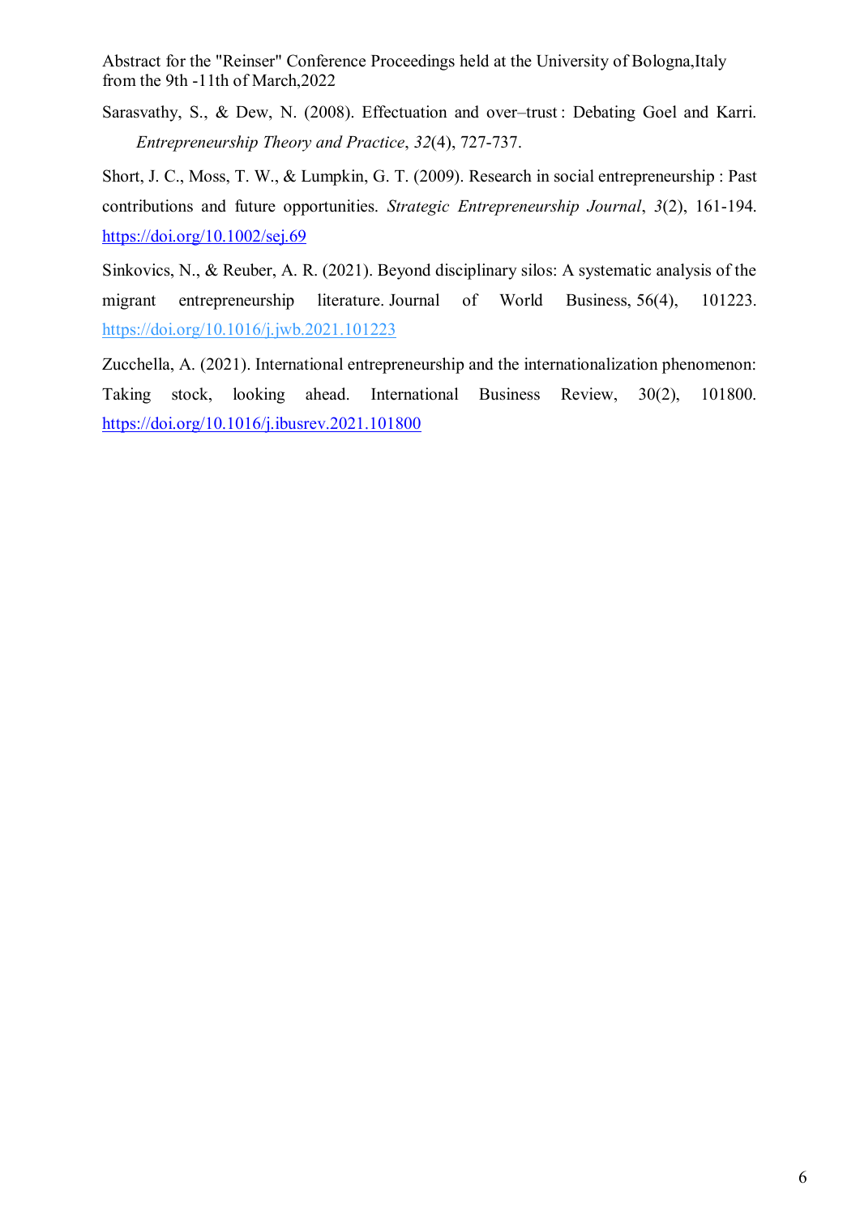Sarasvathy, S., & Dew, N. (2008). Effectuation and over–trust : Debating Goel and Karri. *Entrepreneurship Theory and Practice*, *32*(4), 727-737.

Short, J. C., Moss, T. W., & Lumpkin, G. T. (2009). Research in social entrepreneurship : Past contributions and future opportunities. *Strategic Entrepreneurship Journal*, *3*(2), 161-194. https://doi.org/10.1002/sej.69

Sinkovics, N., & Reuber, A. R. (2021). Beyond disciplinary silos: A systematic analysis of the migrant entrepreneurship literature. Journal of World Business, 56(4), 101223. https://doi.org/10.1016/j.jwb.2021.101223

Zucchella, A. (2021). International entrepreneurship and the internationalization phenomenon: Taking stock, looking ahead. International Business Review, 30(2), 101800. https://doi.org/10.1016/j.ibusrev.2021.101800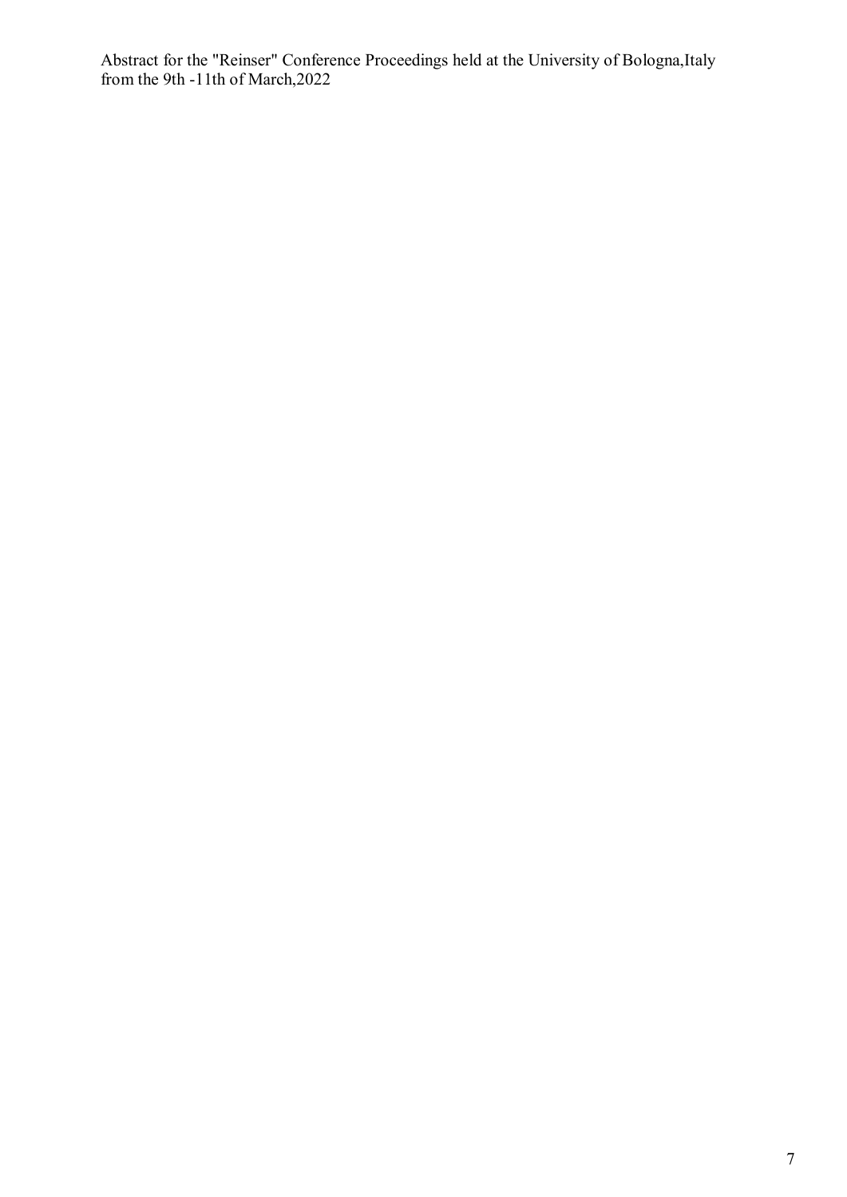Abstract for the "Reinser" Conference Proceedings held at the University of Bologna,Italy from the 9th -11th of March,2022